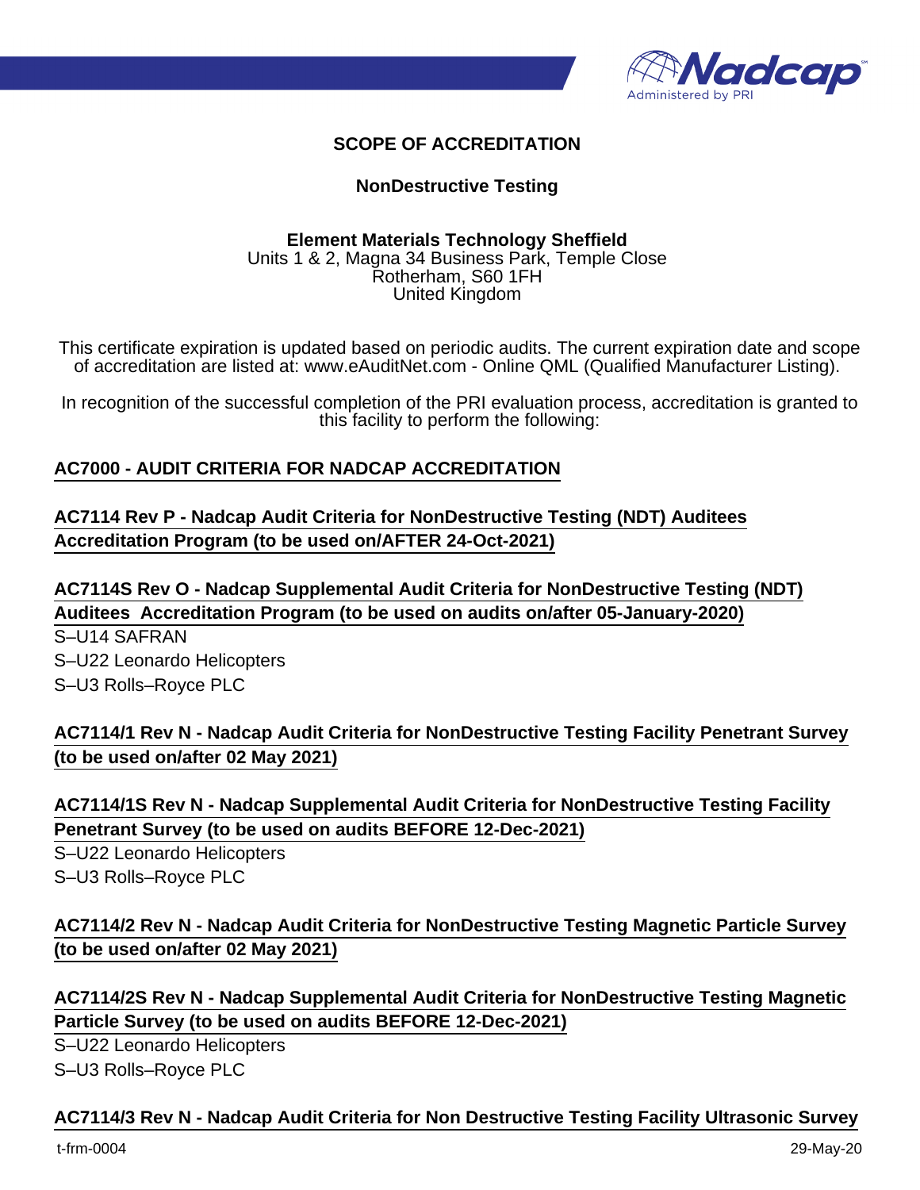# SCOPE OF ACCREDITATION

## NonDestructive Testing

**Element Materials Technology Sheffield**
Units 1 & 2, Magna 34 Business Park, Temple Close
Rotherham, S60 1FH
United Kingdom

This certificate expiration is updated based on periodic audits. The current expiration date and scope of accreditation are listed at: www.eAuditNet.com - Online QML (Qualified Manufacturer Listing).

In recognition of the successful completion of the PRI evaluation process, accreditation is granted to this facility to perform the following:

**AC7000 - AUDIT CRITERIA FOR NADCAP ACCREDITATION**

**AC7114 Rev P - Nadcap Audit Criteria for NonDestructive Testing (NDT) Auditees Accreditation Program (to be used on/AFTER 24-Oct-2021)**

**AC7114S Rev O - Nadcap Supplemental Audit Criteria for NonDestructive Testing (NDT) Auditees Accreditation Program (to be used on audits on/after 05-January-2020)**

S–U14 SAFRAN
S–U22 Leonardo Helicopters
S–U3 Rolls–Royce PLC

**AC7114/1 Rev N - Nadcap Audit Criteria for NonDestructive Testing Facility Penetrant Survey (to be used on/after 02 May 2021)**

**AC7114/1S Rev N - Nadcap Supplemental Audit Criteria for NonDestructive Testing Facility Penetrant Survey (to be used on audits BEFORE 12-Dec-2021)**

S–U22 Leonardo Helicopters
S–U3 Rolls–Royce PLC

**AC7114/2 Rev N - Nadcap Audit Criteria for NonDestructive Testing Magnetic Particle Survey (to be used on/after 02 May 2021)**

**AC7114/2S Rev N - Nadcap Supplemental Audit Criteria for NonDestructive Testing Magnetic Particle Survey (to be used on audits BEFORE 12-Dec-2021)**

S–U22 Leonardo Helicopters
S–U3 Rolls–Royce PLC

**AC7114/3 Rev N - Nadcap Audit Criteria for Non Destructive Testing Facility Ultrasonic Survey**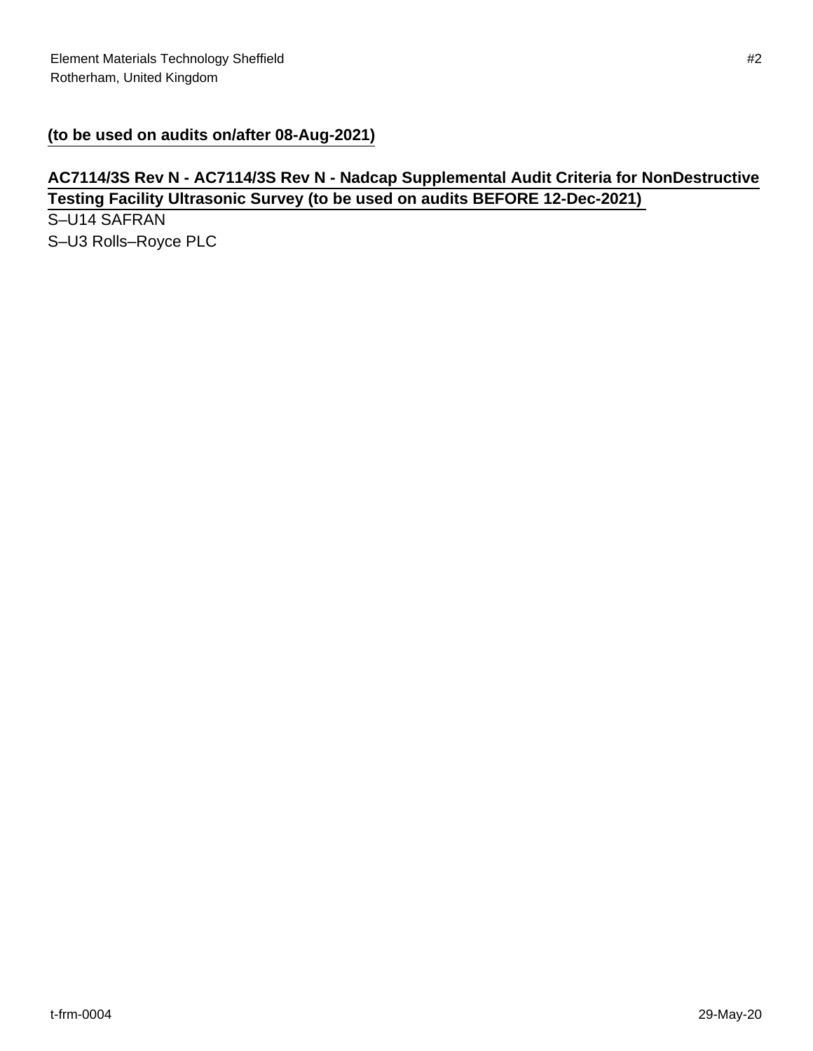**(to be used on audits on/after 08-Aug-2021)**

**AC7114/3S Rev N - AC7114/3S Rev N - Nadcap Supplemental Audit Criteria for NonDestructive Testing Facility Ultrasonic Survey (to be used on audits BEFORE 12-Dec-2021)**

S–U14 SAFRAN

S–U3 Rolls–Royce PLC